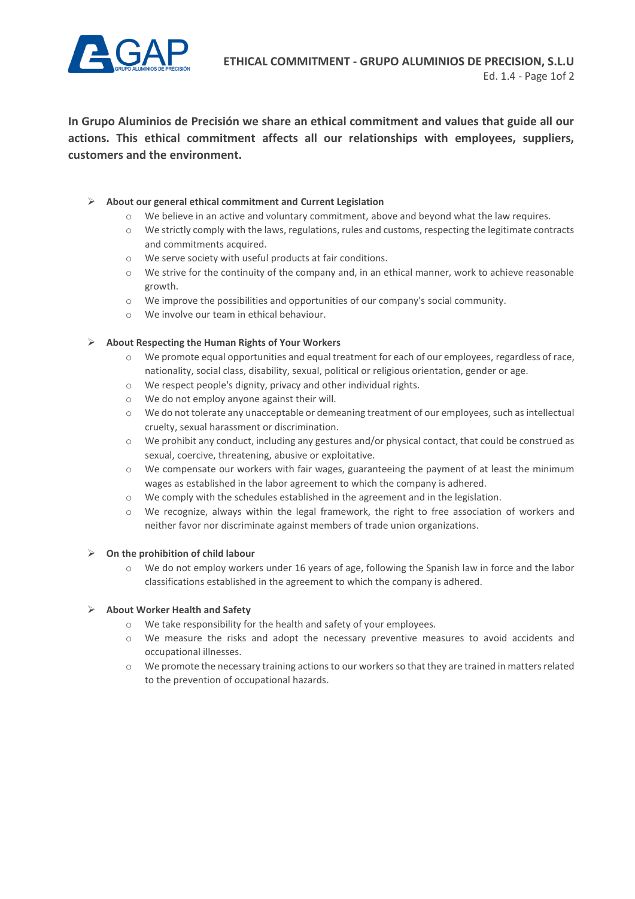# ETHICAL COMMITMENT - GRUPO ALUMINIOS DE PRECISION, S.L.U

**In Grupo Aluminios de Precisión we share an ethical commitment and values that guide all our actions. This ethical commitment affects all our relationships with employees, suppliers, customers and the environment.**

- **About our general ethical commitment and Current Legislation**
  - We believe in an active and voluntary commitment, above and beyond what the law requires.
  - We strictly comply with the laws, regulations, rules and customs, respecting the legitimate contracts and commitments acquired.
  - We serve society with useful products at fair conditions.
  - We strive for the continuity of the company and, in an ethical manner, work to achieve reasonable growth.
  - We improve the possibilities and opportunities of our company's social community.
  - We involve our team in ethical behaviour.

- **About Respecting the Human Rights of Your Workers**
  - We promote equal opportunities and equal treatment for each of our employees, regardless of race, nationality, social class, disability, sexual, political or religious orientation, gender or age.
  - We respect people's dignity, privacy and other individual rights.
  - We do not employ anyone against their will.
  - We do not tolerate any unacceptable or demeaning treatment of our employees, such as intellectual cruelty, sexual harassment or discrimination.
  - We prohibit any conduct, including any gestures and/or physical contact, that could be construed as sexual, coercive, threatening, abusive or exploitative.
  - We compensate our workers with fair wages, guaranteeing the payment of at least the minimum wages as established in the labor agreement to which the company is adhered.
  - We comply with the schedules established in the agreement and in the legislation.
  - We recognize, always within the legal framework, the right to free association of workers and neither favor nor discriminate against members of trade union organizations.

- **On the prohibition of child labour**
  - We do not employ workers under 16 years of age, following the Spanish law in force and the labor classifications established in the agreement to which the company is adhered.

- **About Worker Health and Safety**
  - We take responsibility for the health and safety of your employees.
  - We measure the risks and adopt the necessary preventive measures to avoid accidents and occupational illnesses.
  - We promote the necessary training actions to our workers so that they are trained in matters related to the prevention of occupational hazards.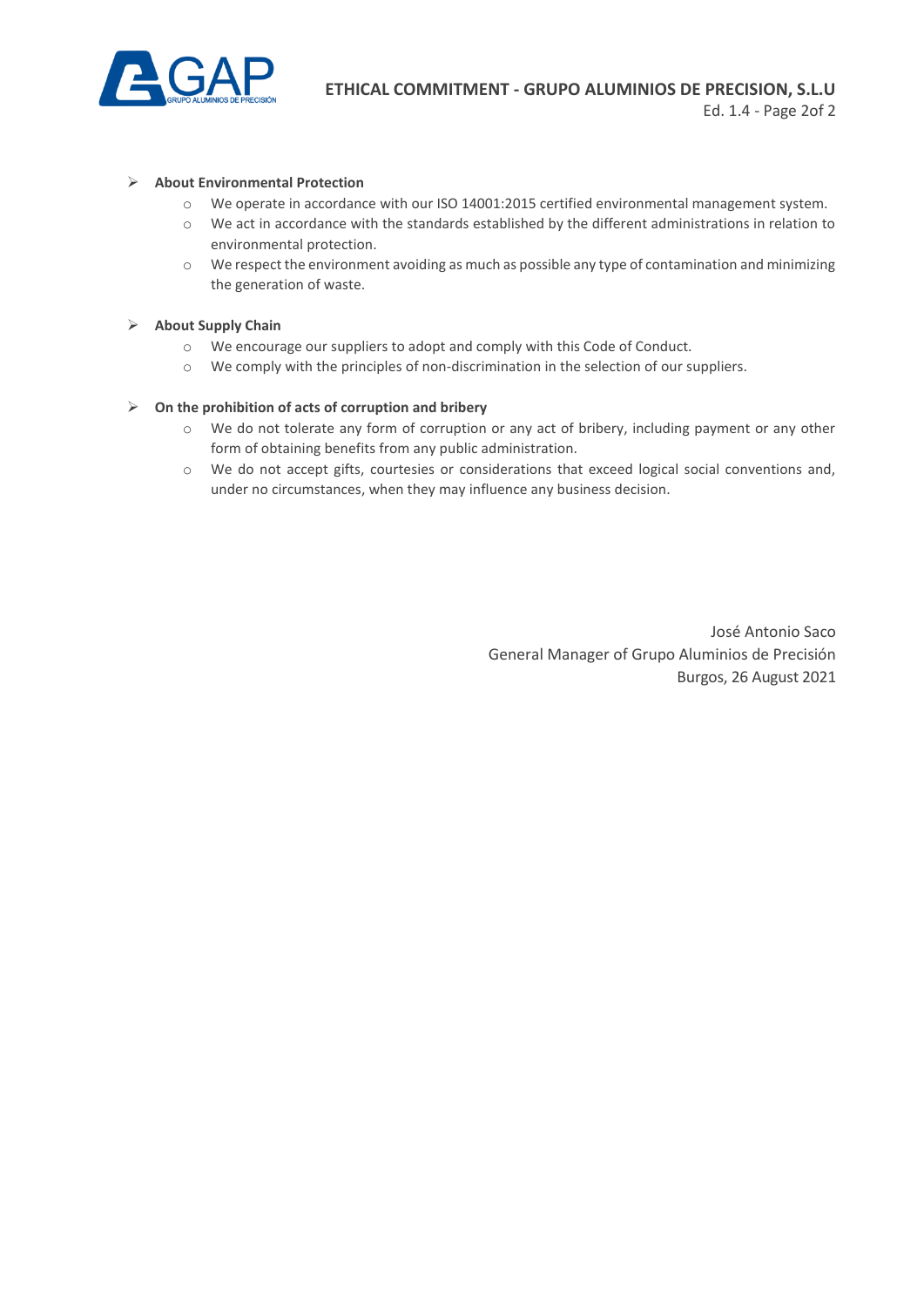- **About Environmental Protection**
  - We operate in accordance with our ISO 14001:2015 certified environmental management system.
  - We act in accordance with the standards established by the different administrations in relation to environmental protection.
  - We respect the environment avoiding as much as possible any type of contamination and minimizing the generation of waste.

- **About Supply Chain**
  - We encourage our suppliers to adopt and comply with this Code of Conduct.
  - We comply with the principles of non-discrimination in the selection of our suppliers.

- **On the prohibition of acts of corruption and bribery**
  - We do not tolerate any form of corruption or any act of bribery, including payment or any other form of obtaining benefits from any public administration.
  - We do not accept gifts, courtesies or considerations that exceed logical social conventions and, under no circumstances, when they may influence any business decision.

José Antonio Saco
General Manager of Grupo Aluminios de Precisión
Burgos, 26 August 2021